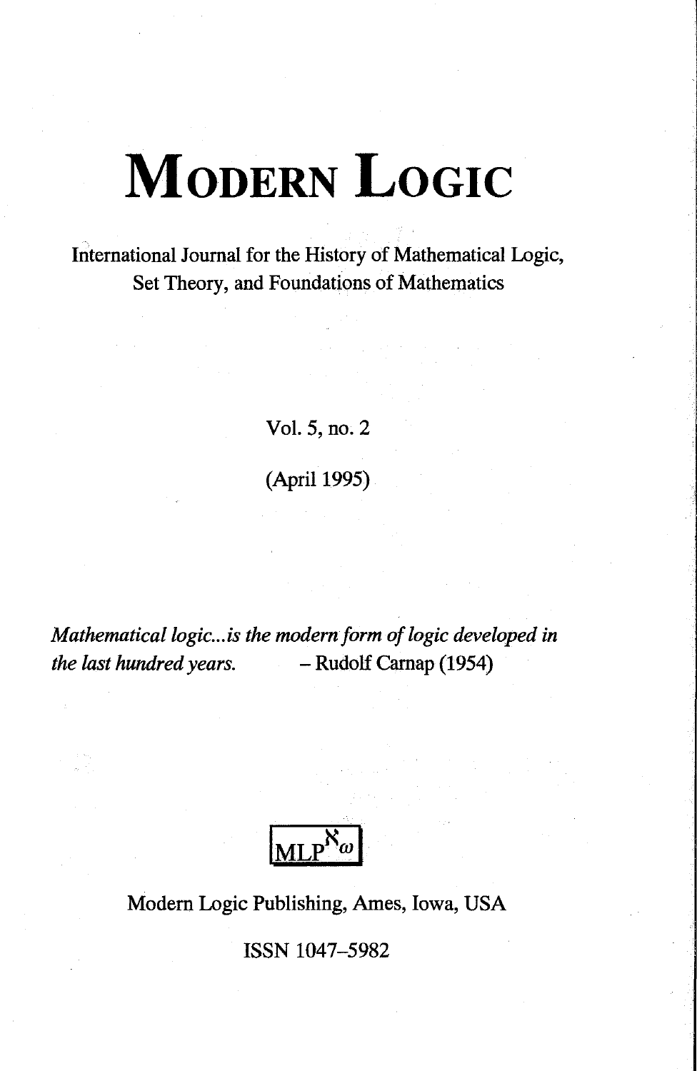# Modern Logic

International Journal for the History of Mathematical Logic, Set Theory, and Foundations of Mathematics

Vol. 5, no. 2

(April 1995)

*Mathematical logic...is the modern form of logic developed in the last hundred years.* – Rudolf Carnap (1954)

$MLP^{\aleph_\omega}$

Modern Logic Publishing, Ames, Iowa, USA

ISSN 1047–5982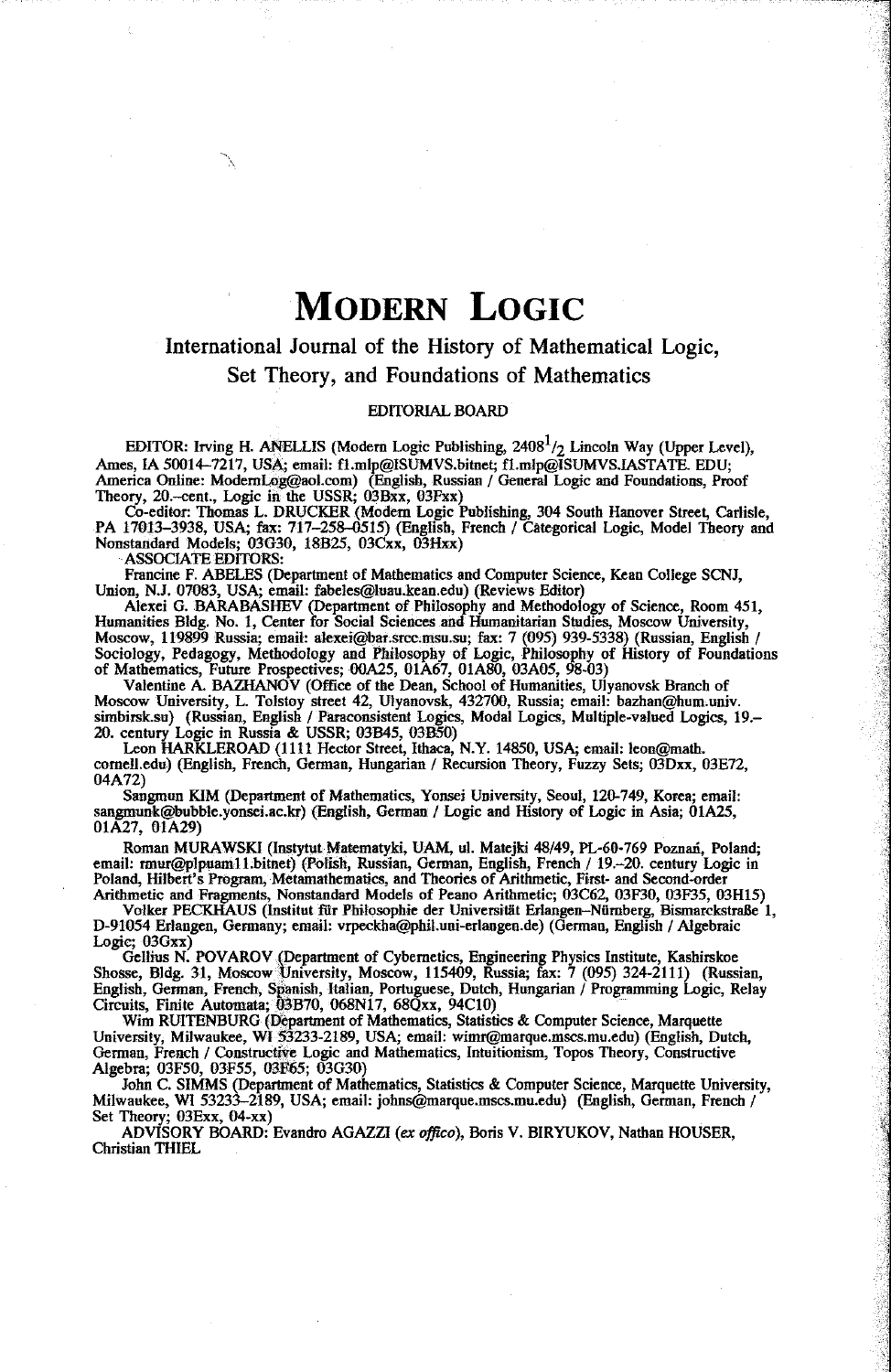# MODERN LOGIC

## International Journal of the History of Mathematical Logic, Set Theory, and Foundations of Mathematics

### EDITORIAL BOARD

EDITOR: Irving H. ANELLIS (Modern Logic Publishing, 2408$^1/_2$ Lincoln Way (Upper Level), Ames, IA 50014–7217, USA; email: f1.mlp@ISUMVS.bitnet; f1.mlp@ISUMVS.IASTATE. EDU; America Online: ModernLog@aol.com) (English, Russian / General Logic and Foundations, Proof Theory, 20.–cent., Logic in the USSR; 03Bxx, 03Fxx)

Co-editor: Thomas L. DRUCKER (Modern Logic Publishing, 304 South Hanover Street, Carlisle, PA 17013–3938, USA; fax: 717–258–0515) (English, French / Categorical Logic, Model Theory and Nonstandard Models; 03G30, 18B25, 03Cxx, 03Hxx)

ASSOCIATE EDITORS:

Francine F. ABELES (Department of Mathematics and Computer Science, Kean College SCNJ, Union, N.J. 07083, USA; email: fabeles@luau.kean.edu) (Reviews Editor)

Alexei G. BARABASHEV (Department of Philosophy and Methodology of Science, Room 451, Humanities Bldg. No. 1, Center for Social Sciences and Humanitarian Studies, Moscow University, Moscow, 119899 Russia; email: alexei@bar.srcc.msu.su; fax: 7 (095) 939-5338) (Russian, English / Sociology, Pedagogy, Methodology and Philosophy of Logic, Philosophy of History of Foundations of Mathematics, Future Prospectives; 00A25, 01A67, 01A80, 03A05, 98-03)

Valentine A. BAZHANOV (Office of the Dean, School of Humanities, Ulyanovsk Branch of Moscow University, L. Tolstoy street 42, Ulyanovsk, 432700, Russia; email: bazhan@hum.univ. simbirsk.su) (Russian, English / Paraconsistent Logics, Modal Logics, Multiple-valued Logics, 19.–20. century Logic in Russia & USSR; 03B45, 03B50)

Leon HARKLEROAD (1111 Hector Street, Ithaca, N.Y. 14850, USA; email: leon@math. cornell.edu) (English, French, German, Hungarian / Recursion Theory, Fuzzy Sets; 03Dxx, 03E72, 04A72)

Sangmun KIM (Department of Mathematics, Yonsei University, Seoul, 120-749, Korea; email: sangmunk@bubble.yonsei.ac.kr) (English, German / Logic and History of Logic in Asia; 01A25, 01A27, 01A29)

Roman MURAWSKI (Instytut Matematyki, UAM, ul. Matejki 48/49, PL-60-769 Poznań, Poland; email: rmur@plpuam11.bitnet) (Polish, Russian, German, English, French / 19.–20. century Logic in Poland, Hilbert's Program, Metamathematics, and Theories of Arithmetic, First- and Second-order Arithmetic and Fragments, Nonstandard Models of Peano Arithmetic; 03C62, 03F30, 03F35, 03H15)

Volker PECKHAUS (Institut für Philosophie der Universität Erlangen–Nürnberg, Bismarckstraße 1, D-91054 Erlangen, Germany; email: vrpeckha@phil.uni-erlangen.de) (German, English / Algebraic Logic; 03Gxx)

Gellius N. POVAROV (Department of Cybernetics, Engineering Physics Institute, Kashirskoe Shosse, Bldg. 31, Moscow University, Moscow, 115409, Russia; fax: 7 (095) 324-2111) (Russian, English, German, French, Spanish, Italian, Portuguese, Dutch, Hungarian / Programming Logic, Relay Circuits, Finite Automata; 03B70, 068N17, 68Qxx, 94C10)

Wim RUITENBURG (Department of Mathematics, Statistics & Computer Science, Marquette University, Milwaukee, WI 53233-2189, USA; email: wimr@marque.mscs.mu.edu) (English, Dutch, German, French / Constructive Logic and Mathematics, Intuitionism, Topos Theory, Constructive Algebra; 03F50, 03F55, 03F65; 03G30)

John C. SIMMS (Department of Mathematics, Statistics & Computer Science, Marquette University, Milwaukee, WI 53233–2189, USA; email: johns@marque.mscs.mu.edu) (English, German, French / Set Theory; 03Exx, 04-xx)

ADVISORY BOARD: Evandro AGAZZI (*ex offico*), Boris V. BIRYUKOV, Nathan HOUSER, Christian THIEL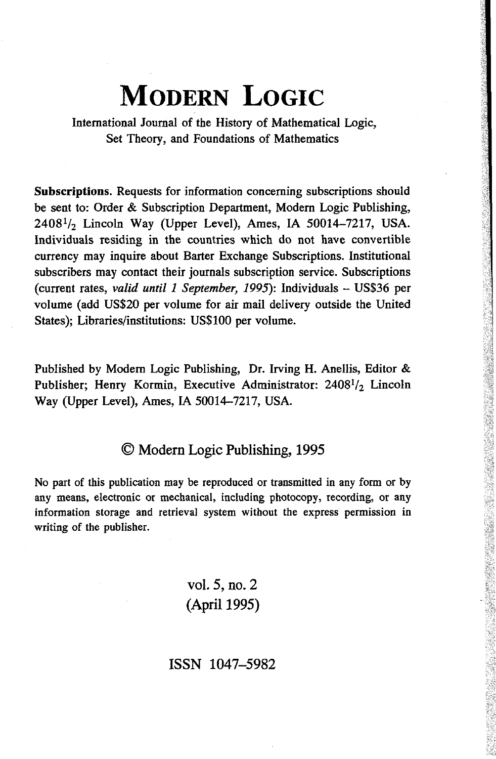# MODERN LOGIC

International Journal of the History of Mathematical Logic, Set Theory, and Foundations of Mathematics

**Subscriptions.** Requests for information concerning subscriptions should be sent to: Order & Subscription Department, Modern Logic Publishing, 2408½ Lincoln Way (Upper Level), Ames, IA 50014–7217, USA. Individuals residing in the countries which do not have convertible currency may inquire about Barter Exchange Subscriptions. Institutional subscribers may contact their journals subscription service. Subscriptions (current rates, *valid until 1 September, 1995*): Individuals – US$36 per volume (add US$20 per volume for air mail delivery outside the United States); Libraries/institutions: US$100 per volume.

Published by Modern Logic Publishing, Dr. Irving H. Anellis, Editor & Publisher; Henry Kormin, Executive Administrator: 2408½ Lincoln Way (Upper Level), Ames, IA 50014–7217, USA.

© Modern Logic Publishing, 1995

No part of this publication may be reproduced or transmitted in any form or by any means, electronic or mechanical, including photocopy, recording, or any information storage and retrieval system without the express permission in writing of the publisher.

vol. 5, no. 2
(April 1995)

ISSN 1047–5982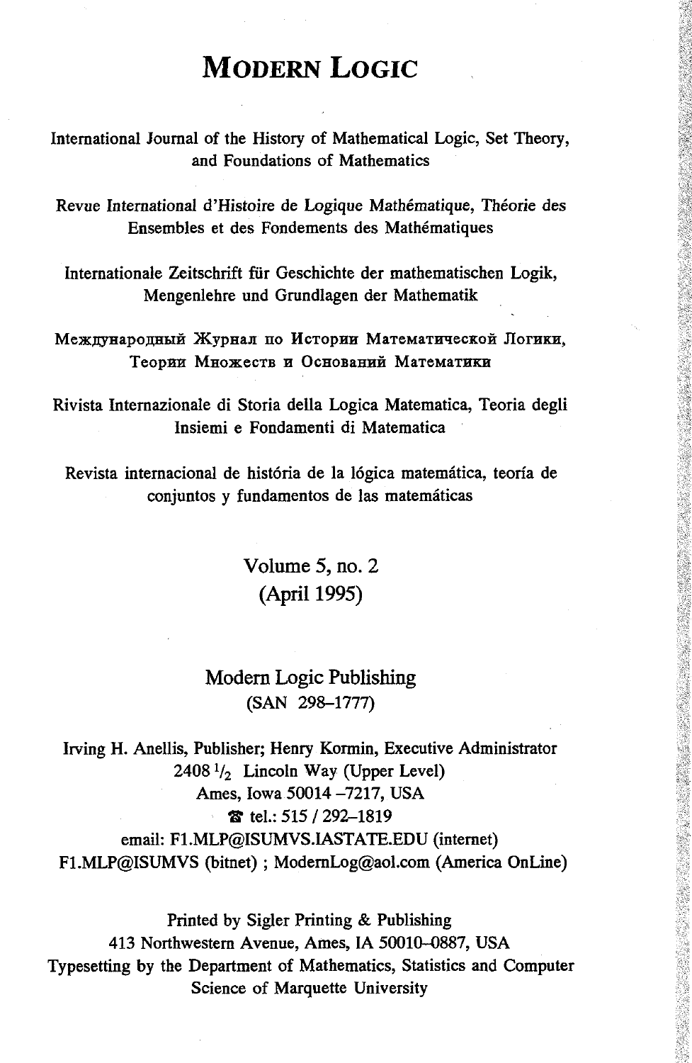# Modern Logic

International Journal of the History of Mathematical Logic, Set Theory, and Foundations of Mathematics

Revue International d'Histoire de Logique Mathématique, Théorie des Ensembles et des Fondements des Mathématiques

Internationale Zeitschrift für Geschichte der mathematischen Logik, Mengenlehre und Grundlagen der Mathematik

Международный Журнал по Истории Математической Логики, Теории Множеств и Оснований Математики

Rivista Internazionale di Storia della Logica Matematica, Teoria degli Insiemi e Fondamenti di Matematica

Revista internacional de história de la lógica matemática, teoría de conjuntos y fundamentos de las matemáticas

Volume 5, no. 2
(April 1995)

Modern Logic Publishing
(SAN 298–1777)

Irving H. Anellis, Publisher; Henry Kormin, Executive Administrator
2408 $^1/_2$ Lincoln Way (Upper Level)
Ames, Iowa 50014 –7217, USA
☎ tel.: 515 / 292–1819
email: F1.MLP@ISUMVS.IASTATE.EDU (internet)
F1.MLP@ISUMVS (bitnet) ; ModernLog@aol.com (America OnLine)

Printed by Sigler Printing & Publishing
413 Northwestern Avenue, Ames, IA 50010–0887, USA
Typesetting by the Department of Mathematics, Statistics and Computer Science of Marquette University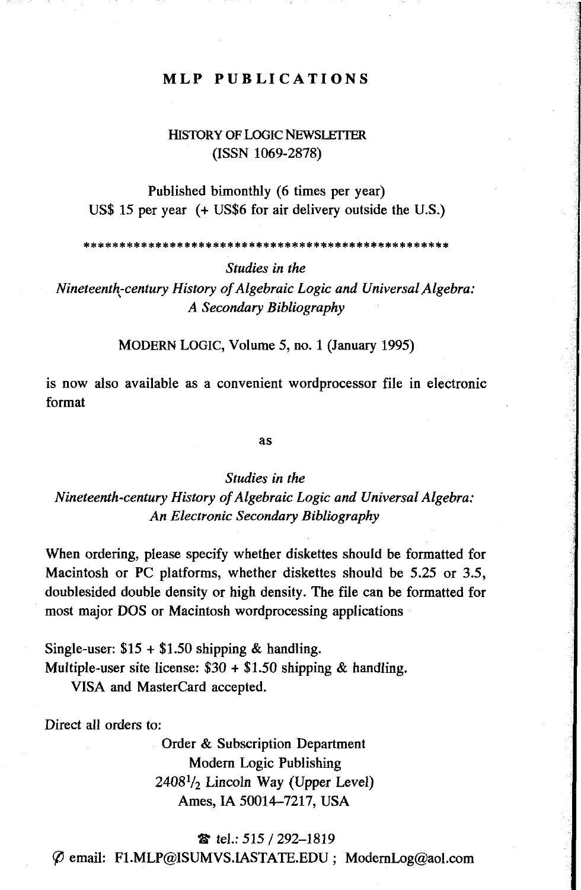# MLP PUBLICATIONS

HISTORY OF LOGIC NEWSLETTER
(ISSN 1069-2878)

Published bimonthly (6 times per year)
US$ 15 per year (+ US$6 for air delivery outside the U.S.)

**************************************************

*Studies in the*
*Nineteenth-century History of Algebraic Logic and Universal Algebra:*
*A Secondary Bibliography*

MODERN LOGIC, Volume 5, no. 1 (January 1995)

is now also available as a convenient wordprocessor file in electronic format

as

*Studies in the*
*Nineteenth-century History of Algebraic Logic and Universal Algebra:*
*An Electronic Secondary Bibliography*

When ordering, please specify whether diskettes should be formatted for Macintosh or PC platforms, whether diskettes should be 5.25 or 3.5, doublesided double density or high density. The file can be formatted for most major DOS or Macintosh wordprocessing applications

Single-user: $15 + $1.50 shipping & handling.
Multiple-user site license: $30 + $1.50 shipping & handling.
VISA and MasterCard accepted.

Direct all orders to:

Order & Subscription Department
Modern Logic Publishing
2408½ Lincoln Way (Upper Level)
Ames, IA 50014–7217, USA

☎ tel.: 515 / 292–1819
email: F1.MLP@ISUMVS.IASTATE.EDU ; ModernLog@aol.com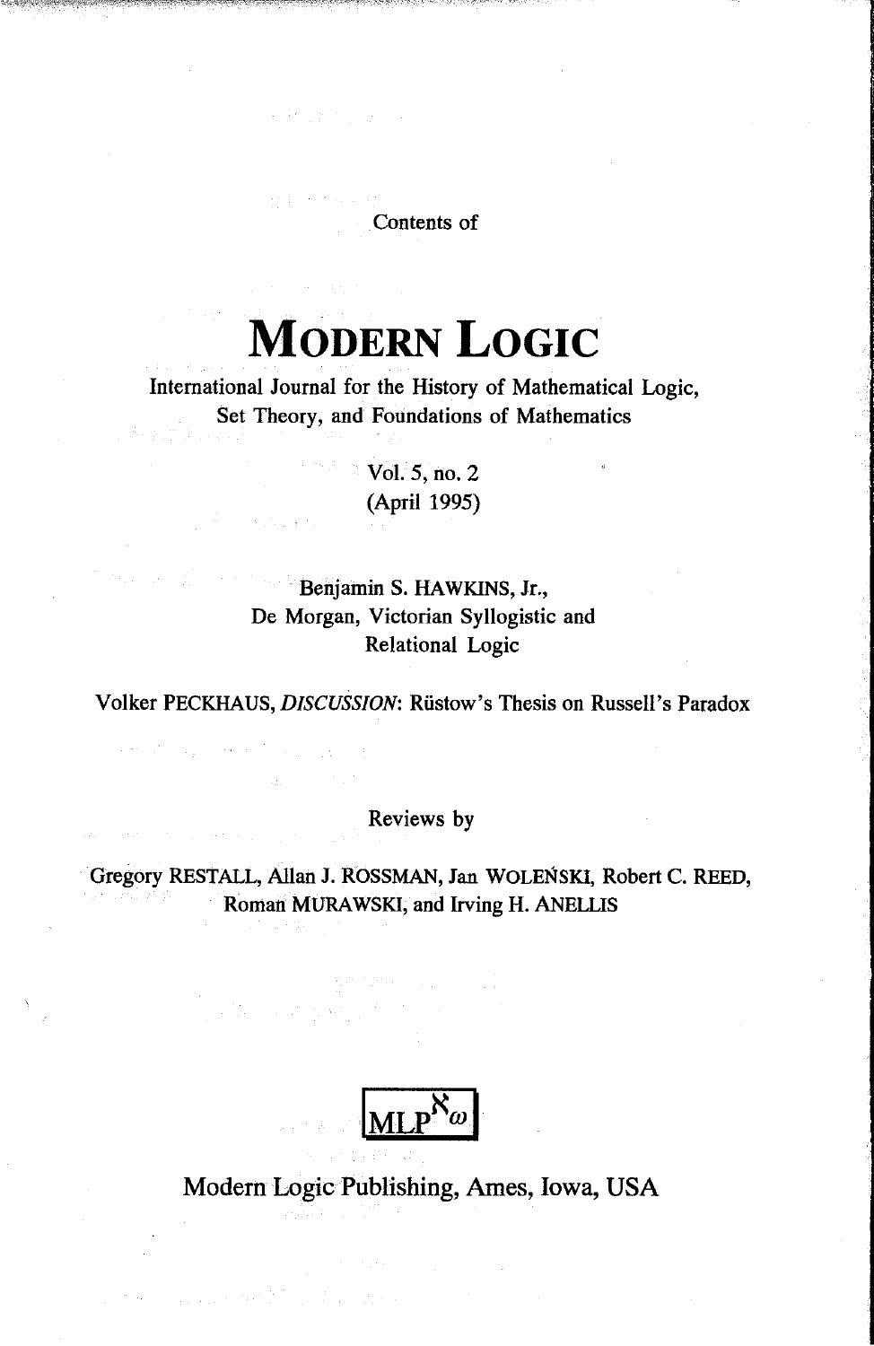Contents of

# MODERN LOGIC

International Journal for the History of Mathematical Logic, Set Theory, and Foundations of Mathematics

Vol. 5, no. 2
(April 1995)

Benjamin S. HAWKINS, Jr.,
De Morgan, Victorian Syllogistic and Relational Logic

Volker PECKHAUS, *DISCUSSION*: Rüstow's Thesis on Russell's Paradox

Reviews by

Gregory RESTALL, Allan J. ROSSMAN, Jan WOLEŃSKI, Robert C. REED, Roman MURAWSKI, and Irving H. ANELLIS

MLP$^{\aleph_\omega}$

Modern Logic Publishing, Ames, Iowa, USA